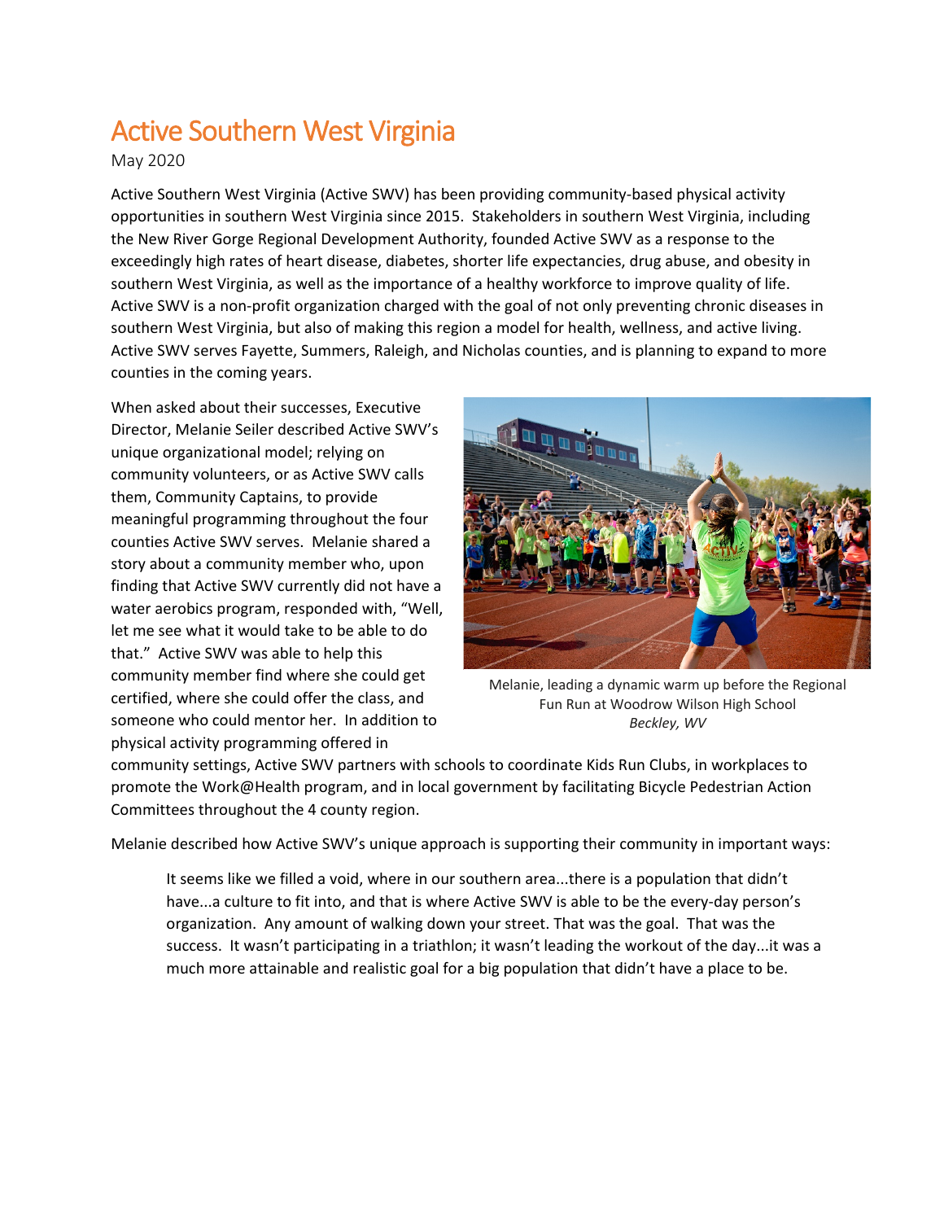# Active Southern West Virginia

May 2020

Active Southern West Virginia (Active SWV) has been providing community-based physical activity opportunities in southern West Virginia since 2015. Stakeholders in southern West Virginia, including the New River Gorge Regional Development Authority, founded Active SWV as a response to the exceedingly high rates of heart disease, diabetes, shorter life expectancies, drug abuse, and obesity in southern West Virginia, as well as the importance of a healthy workforce to improve quality of life. Active SWV is a non-profit organization charged with the goal of not only preventing chronic diseases in southern West Virginia, but also of making this region a model for health, wellness, and active living. Active SWV serves Fayette, Summers, Raleigh, and Nicholas counties, and is planning to expand to more counties in the coming years.

When asked about their successes, Executive Director, Melanie Seiler described Active SWV's unique organizational model; relying on community volunteers, or as Active SWV calls them, Community Captains, to provide meaningful programming throughout the four counties Active SWV serves. Melanie shared a story about a community member who, upon finding that Active SWV currently did not have a water aerobics program, responded with, "Well, let me see what it would take to be able to do that." Active SWV was able to help this community member find where she could get certified, where she could offer the class, and someone who could mentor her. In addition to physical activity programming offered in community settings, Active SWV partners with schools to coordinate Kids Run Clubs, in workplaces to promote the Work@Health program, and in local government by facilitating Bicycle Pedestrian Action Committees throughout the 4 county region.

Melanie, leading a dynamic warm up before the Regional Fun Run at Woodrow Wilson High School
*Beckley, WV*

Melanie described how Active SWV's unique approach is supporting their community in important ways:

> It seems like we filled a void, where in our southern area...there is a population that didn't have...a culture to fit into, and that is where Active SWV is able to be the every-day person's organization. Any amount of walking down your street. That was the goal. That was the success. It wasn't participating in a triathlon; it wasn't leading the workout of the day...it was a much more attainable and realistic goal for a big population that didn't have a place to be.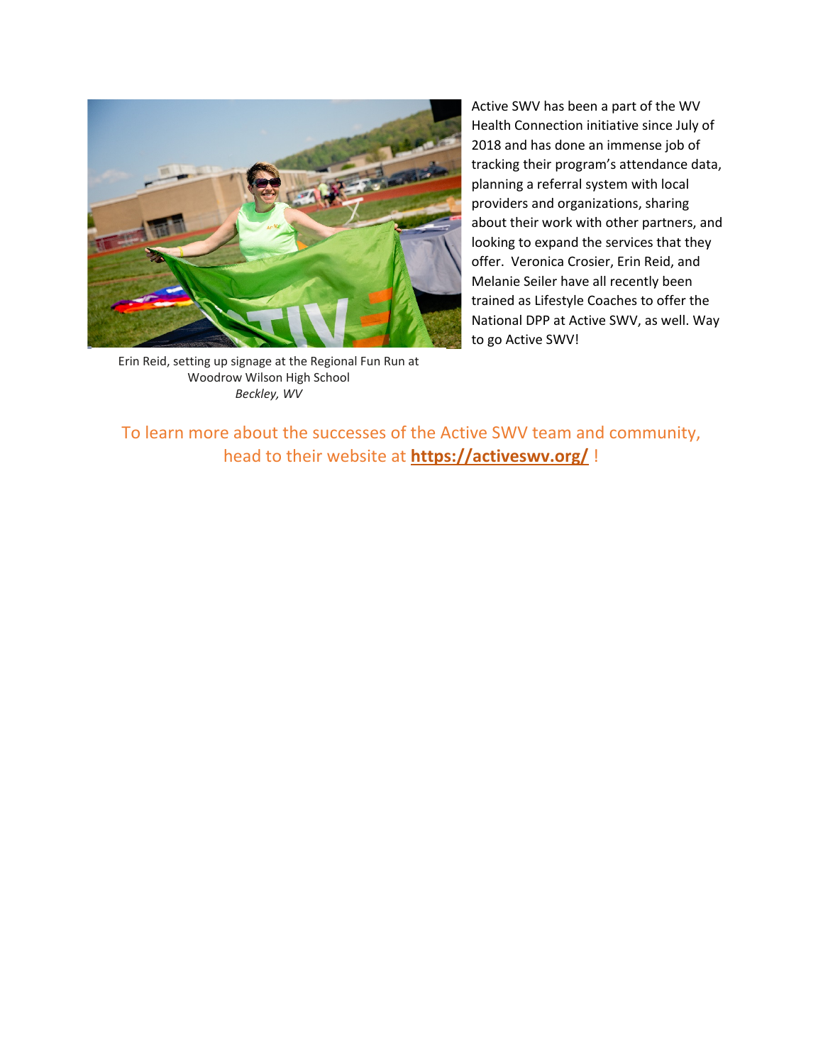Erin Reid, setting up signage at the Regional Fun Run at Woodrow Wilson High School
*Beckley, WV*

Active SWV has been a part of the WV Health Connection initiative since July of 2018 and has done an immense job of tracking their program's attendance data, planning a referral system with local providers and organizations, sharing about their work with other partners, and looking to expand the services that they offer. Veronica Crosier, Erin Reid, and Melanie Seiler have all recently been trained as Lifestyle Coaches to offer the National DPP at Active SWV, as well. Way to go Active SWV!

To learn more about the successes of the Active SWV team and community, head to their website at **https://activeswv.org/** !